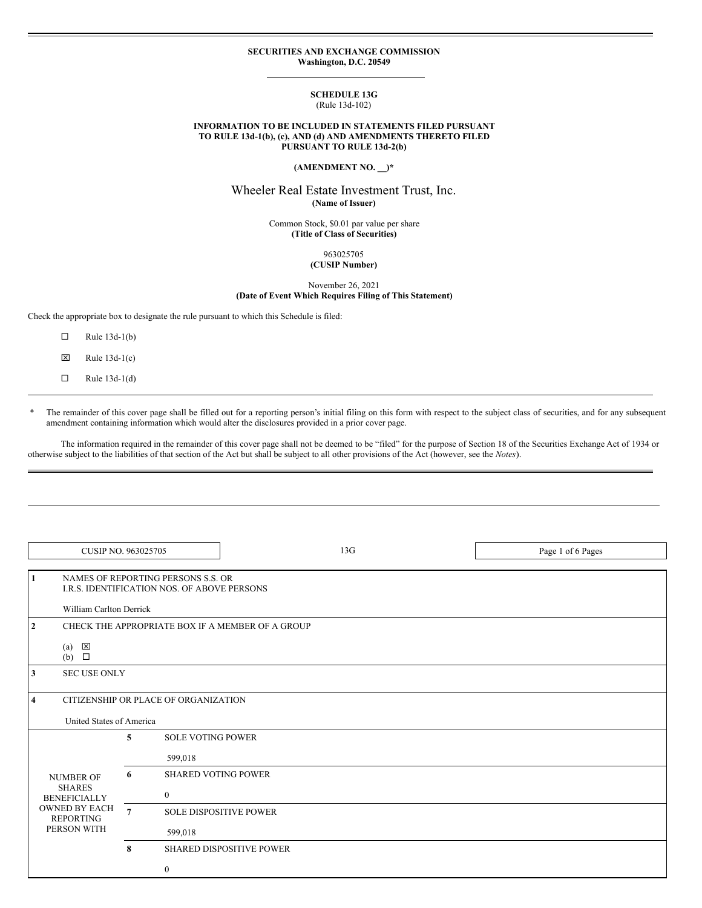**SECURITIES AND EXCHANGE COMMISSION**
**Washington, D.C. 20549**

**SCHEDULE 13G**
(Rule 13d-102)

**INFORMATION TO BE INCLUDED IN STATEMENTS FILED PURSUANT TO RULE 13d-1(b), (c), AND (d) AND AMENDMENTS THERETO FILED PURSUANT TO RULE 13d-2(b)**

**(AMENDMENT NO. __)***

Wheeler Real Estate Investment Trust, Inc.
**(Name of Issuer)**

Common Stock, $0.01 par value per share
**(Title of Class of Securities)**

963025705
**(CUSIP Number)**

November 26, 2021
**(Date of Event Which Requires Filing of This Statement)**

Check the appropriate box to designate the rule pursuant to which this Schedule is filed:

☐ Rule 13d-1(b)

☒ Rule 13d-1(c)

☐ Rule 13d-1(d)

\* The remainder of this cover page shall be filled out for a reporting person's initial filing on this form with respect to the subject class of securities, and for any subsequent amendment containing information which would alter the disclosures provided in a prior cover page.

The information required in the remainder of this cover page shall not be deemed to be "filed" for the purpose of Section 18 of the Securities Exchange Act of 1934 or otherwise subject to the liabilities of that section of the Act but shall be subject to all other provisions of the Act (however, see the *Notes*).

| CUSIP NO. 963025705 | 13G | |
|---|---|---|

| | | |
|---|---|---|
| 1 | NAMES OF REPORTING PERSONS S.S. OR I.R.S. IDENTIFICATION NOS. OF ABOVE PERSONS<br><br>William Carlton Derrick | |
| 2 | CHECK THE APPROPRIATE BOX IF A MEMBER OF A GROUP<br><br>(a) ☒<br>(b) ☐ | |
| 3 | SEC USE ONLY | |
| 4 | CITIZENSHIP OR PLACE OF ORGANIZATION<br><br>United States of America | |
| NUMBER OF SHARES BENEFICIALLY OWNED BY EACH REPORTING PERSON WITH | 5 | SOLE VOTING POWER<br><br>599,018 |
| | 6 | SHARED VOTING POWER<br><br>0 |
| | 7 | SOLE DISPOSITIVE POWER<br><br>599,018 |
| | 8 | SHARED DISPOSITIVE POWER<br><br>0 |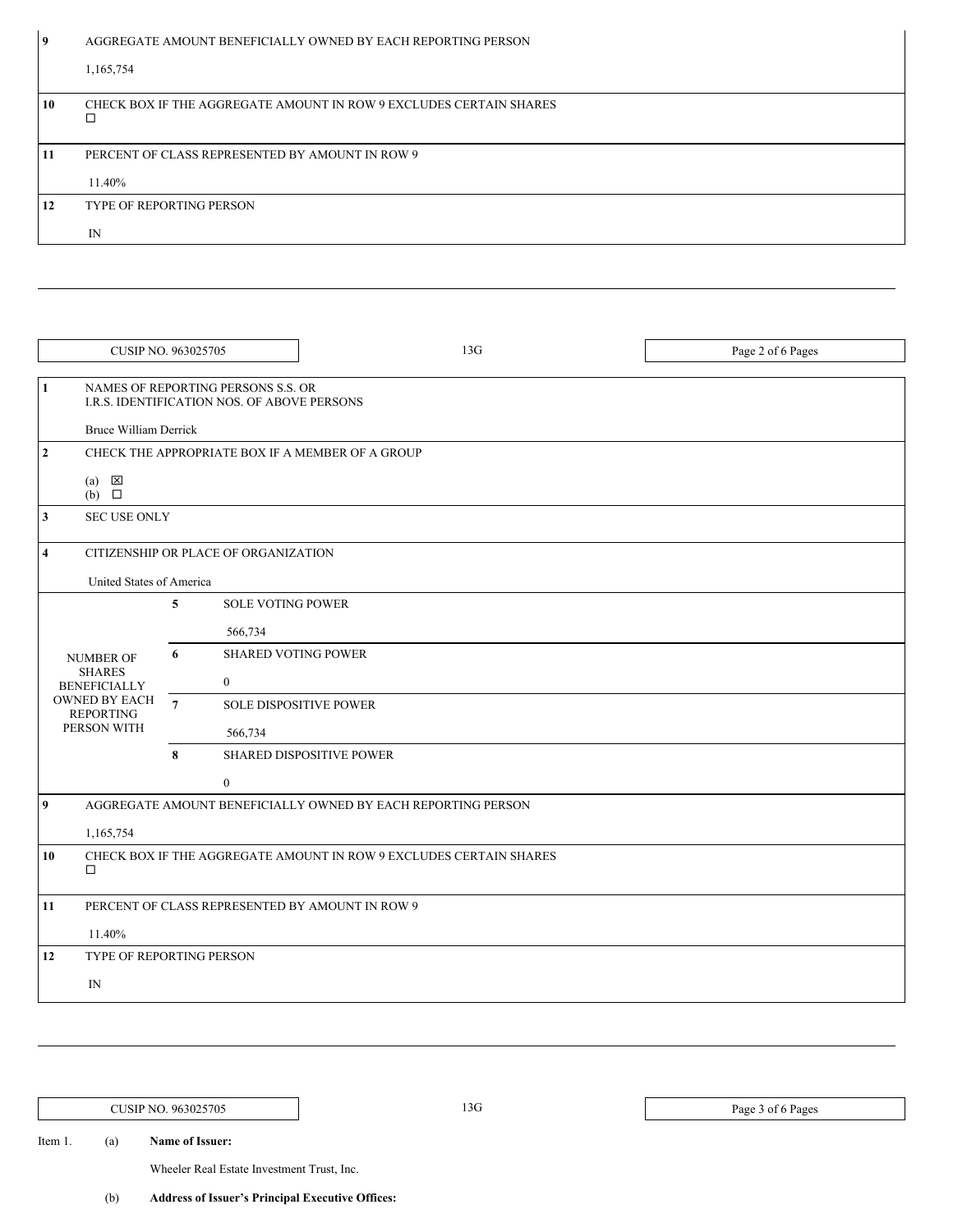| | | | |
|---|---|---|---|
| 9 | AGGREGATE AMOUNT BENEFICIALLY OWNED BY EACH REPORTING PERSON<br><br>1,165,754 | | |
| 10 | CHECK BOX IF THE AGGREGATE AMOUNT IN ROW 9 EXCLUDES CERTAIN SHARES<br>☐ | | |
| 11 | PERCENT OF CLASS REPRESENTED BY AMOUNT IN ROW 9<br><br>11.40% | | |
| 12 | TYPE OF REPORTING PERSON<br><br>IN | | |

CUSIP NO. 963025705 | 13G

| | | | |
|---|---|---|---|
| 1 | NAMES OF REPORTING PERSONS S.S. OR<br>I.R.S. IDENTIFICATION NOS. OF ABOVE PERSONS<br><br>Bruce William Derrick | | |
| 2 | CHECK THE APPROPRIATE BOX IF A MEMBER OF A GROUP<br><br>(a) ☒<br>(b) ☐ | | |
| 3 | SEC USE ONLY | | |
| 4 | CITIZENSHIP OR PLACE OF ORGANIZATION<br><br>United States of America | | |
| NUMBER OF SHARES BENEFICIALLY OWNED BY EACH REPORTING PERSON WITH | 5 | SOLE VOTING POWER<br><br>566,734 | |
| | 6 | SHARED VOTING POWER<br><br>0 | |
| | 7 | SOLE DISPOSITIVE POWER<br><br>566,734 | |
| | 8 | SHARED DISPOSITIVE POWER<br><br>0 | |
| 9 | AGGREGATE AMOUNT BENEFICIALLY OWNED BY EACH REPORTING PERSON<br><br>1,165,754 | | |
| 10 | CHECK BOX IF THE AGGREGATE AMOUNT IN ROW 9 EXCLUDES CERTAIN SHARES<br>☐ | | |
| 11 | PERCENT OF CLASS REPRESENTED BY AMOUNT IN ROW 9<br><br>11.40% | | |
| 12 | TYPE OF REPORTING PERSON<br><br>IN | | |

CUSIP NO. 963025705 | 13G

Item 1. (a) **Name of Issuer:**

Wheeler Real Estate Investment Trust, Inc.

(b) **Address of Issuer's Principal Executive Offices:**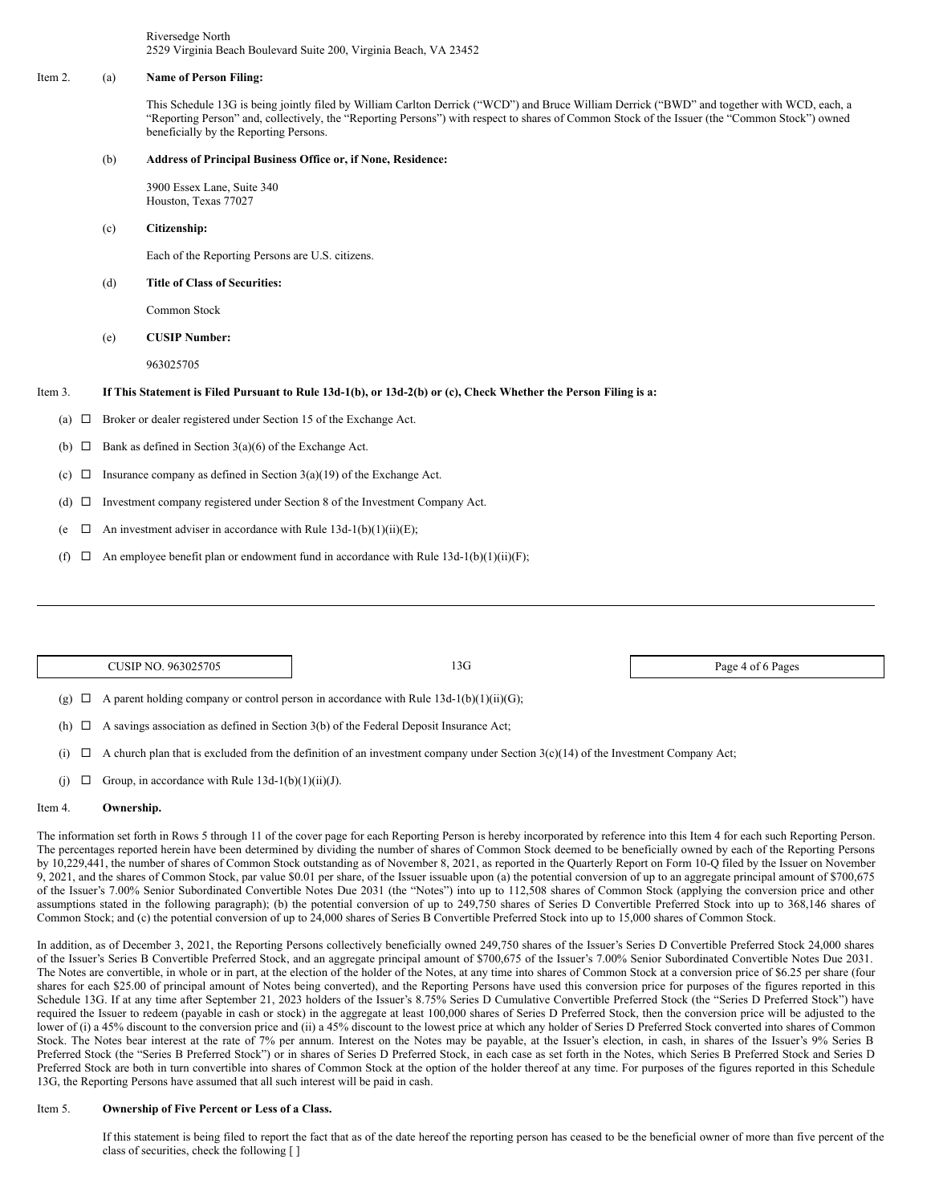Riversedge North
2529 Virginia Beach Boulevard Suite 200, Virginia Beach, VA 23452

Item 2. (a) **Name of Person Filing:**

This Schedule 13G is being jointly filed by William Carlton Derrick ("WCD") and Bruce William Derrick ("BWD" and together with WCD, each, a "Reporting Person" and, collectively, the "Reporting Persons") with respect to shares of Common Stock of the Issuer (the "Common Stock") owned beneficially by the Reporting Persons.

(b) **Address of Principal Business Office or, if None, Residence:**

3900 Essex Lane, Suite 340
Houston, Texas 77027

(c) **Citizenship:**

Each of the Reporting Persons are U.S. citizens.

(d) **Title of Class of Securities:**

Common Stock

(e) **CUSIP Number:**

963025705

Item 3. **If This Statement is Filed Pursuant to Rule 13d-1(b), or 13d-2(b) or (c), Check Whether the Person Filing is a:**

(a) ☐ Broker or dealer registered under Section 15 of the Exchange Act.

(b) ☐ Bank as defined in Section 3(a)(6) of the Exchange Act.

(c) ☐ Insurance company as defined in Section 3(a)(19) of the Exchange Act.

(d) ☐ Investment company registered under Section 8 of the Investment Company Act.

(e ☐ An investment adviser in accordance with Rule 13d-1(b)(1)(ii)(E);

(f) ☐ An employee benefit plan or endowment fund in accordance with Rule 13d-1(b)(1)(ii)(F);

(g) ☐ A parent holding company or control person in accordance with Rule 13d-1(b)(1)(ii)(G);

(h) ☐ A savings association as defined in Section 3(b) of the Federal Deposit Insurance Act;

(i) ☐ A church plan that is excluded from the definition of an investment company under Section 3(c)(14) of the Investment Company Act;

(j) ☐ Group, in accordance with Rule 13d-1(b)(1)(ii)(J).

Item 4. **Ownership.**

The information set forth in Rows 5 through 11 of the cover page for each Reporting Person is hereby incorporated by reference into this Item 4 for each such Reporting Person. The percentages reported herein have been determined by dividing the number of shares of Common Stock deemed to be beneficially owned by each of the Reporting Persons by 10,229,441, the number of shares of Common Stock outstanding as of November 8, 2021, as reported in the Quarterly Report on Form 10-Q filed by the Issuer on November 9, 2021, and the shares of Common Stock, par value $0.01 per share, of the Issuer issuable upon (a) the potential conversion of up to an aggregate principal amount of $700,675 of the Issuer's 7.00% Senior Subordinated Convertible Notes Due 2031 (the "Notes") into up to 112,508 shares of Common Stock (applying the conversion price and other assumptions stated in the following paragraph); (b) the potential conversion of up to 249,750 shares of Series D Convertible Preferred Stock into up to 368,146 shares of Common Stock; and (c) the potential conversion of up to 24,000 shares of Series B Convertible Preferred Stock into up to 15,000 shares of Common Stock.

In addition, as of December 3, 2021, the Reporting Persons collectively beneficially owned 249,750 shares of the Issuer's Series D Convertible Preferred Stock 24,000 shares of the Issuer's Series B Convertible Preferred Stock, and an aggregate principal amount of $700,675 of the Issuer's 7.00% Senior Subordinated Convertible Notes Due 2031. The Notes are convertible, in whole or in part, at the election of the holder of the Notes, at any time into shares of Common Stock at a conversion price of $6.25 per share (four shares for each $25.00 of principal amount of Notes being converted), and the Reporting Persons have used this conversion price for purposes of the figures reported in this Schedule 13G. If at any time after September 21, 2023 holders of the Issuer's 8.75% Series D Cumulative Convertible Preferred Stock (the "Series D Preferred Stock") have required the Issuer to redeem (payable in cash or stock) in the aggregate at least 100,000 shares of Series D Preferred Stock, then the conversion price will be adjusted to the lower of (i) a 45% discount to the conversion price and (ii) a 45% discount to the lowest price at which any holder of Series D Preferred Stock converted into shares of Common Stock. The Notes bear interest at the rate of 7% per annum. Interest on the Notes may be payable, at the Issuer's election, in cash, in shares of the Issuer's 9% Series B Preferred Stock (the "Series B Preferred Stock") or in shares of Series D Preferred Stock, in each case as set forth in the Notes, which Series B Preferred Stock and Series D Preferred Stock are both in turn convertible into shares of Common Stock at the option of the holder thereof at any time. For purposes of the figures reported in this Schedule 13G, the Reporting Persons have assumed that all such interest will be paid in cash.

Item 5. **Ownership of Five Percent or Less of a Class.**

If this statement is being filed to report the fact that as of the date hereof the reporting person has ceased to be the beneficial owner of more than five percent of the class of securities, check the following [ ]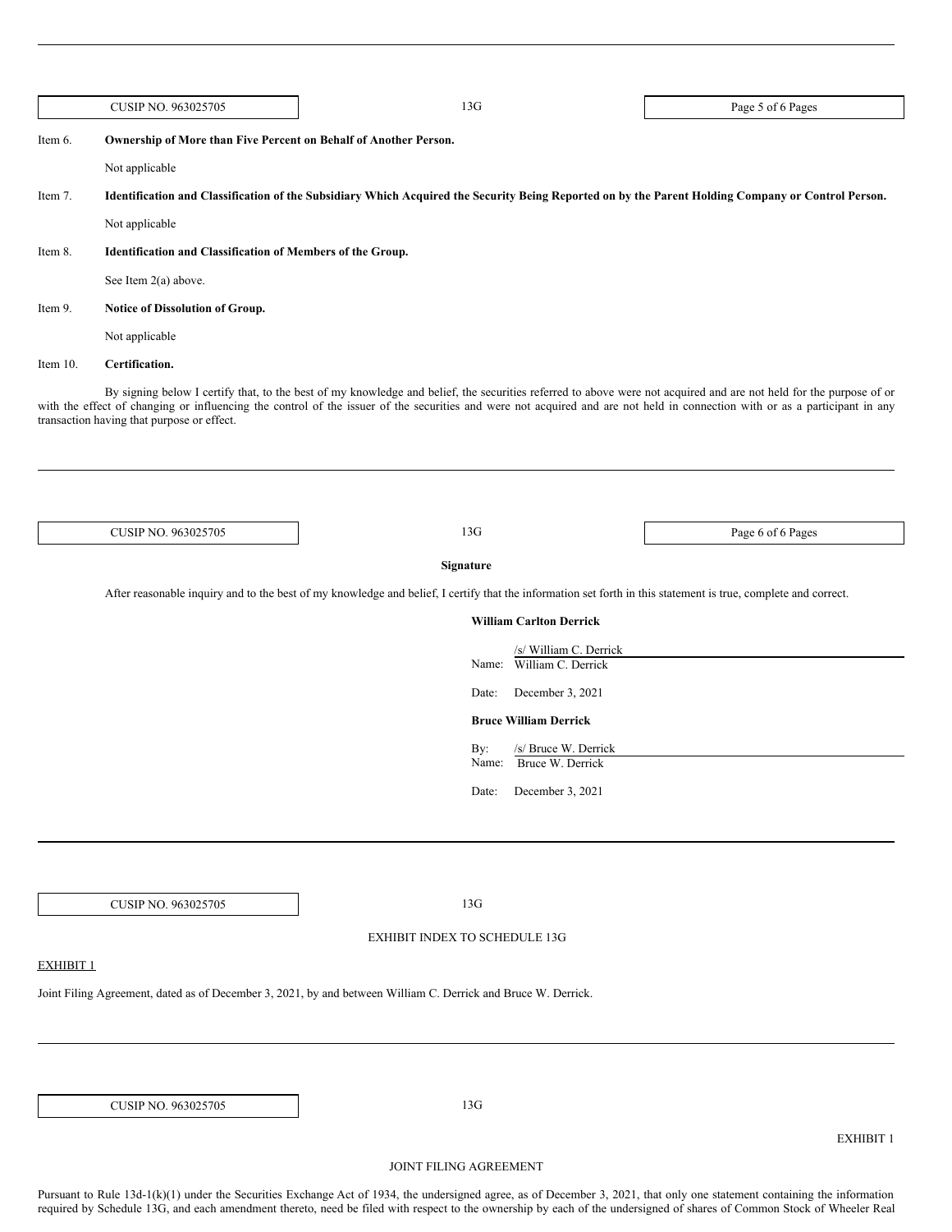Item 6. **Ownership of More than Five Percent on Behalf of Another Person.**

Not applicable

Item 7. **Identification and Classification of the Subsidiary Which Acquired the Security Being Reported on by the Parent Holding Company or Control Person.**

Not applicable

Item 8. **Identification and Classification of Members of the Group.**

See Item 2(a) above.

Item 9. **Notice of Dissolution of Group.**

Not applicable

Item 10. **Certification.**

By signing below I certify that, to the best of my knowledge and belief, the securities referred to above were not acquired and are not held for the purpose of or with the effect of changing or influencing the control of the issuer of the securities and were not acquired and are not held in connection with or as a participant in any transaction having that purpose or effect.

---

CUSIP NO. 963025705 | 13G

**Signature**

After reasonable inquiry and to the best of my knowledge and belief, I certify that the information set forth in this statement is true, complete and correct.

**William Carlton Derrick**

/s/ William C. Derrick
Name: William C. Derrick

Date: December 3, 2021

**Bruce William Derrick**

By: /s/ Bruce W. Derrick
Name: Bruce W. Derrick

Date: December 3, 2021

---

CUSIP NO. 963025705 | 13G

EXHIBIT INDEX TO SCHEDULE 13G

EXHIBIT 1

Joint Filing Agreement, dated as of December 3, 2021, by and between William C. Derrick and Bruce W. Derrick.

---

CUSIP NO. 963025705 | 13G

EXHIBIT 1

JOINT FILING AGREEMENT

Pursuant to Rule 13d-1(k)(1) under the Securities Exchange Act of 1934, the undersigned agree, as of December 3, 2021, that only one statement containing the information required by Schedule 13G, and each amendment thereto, need be filed with respect to the ownership by each of the undersigned of shares of Common Stock of Wheeler Real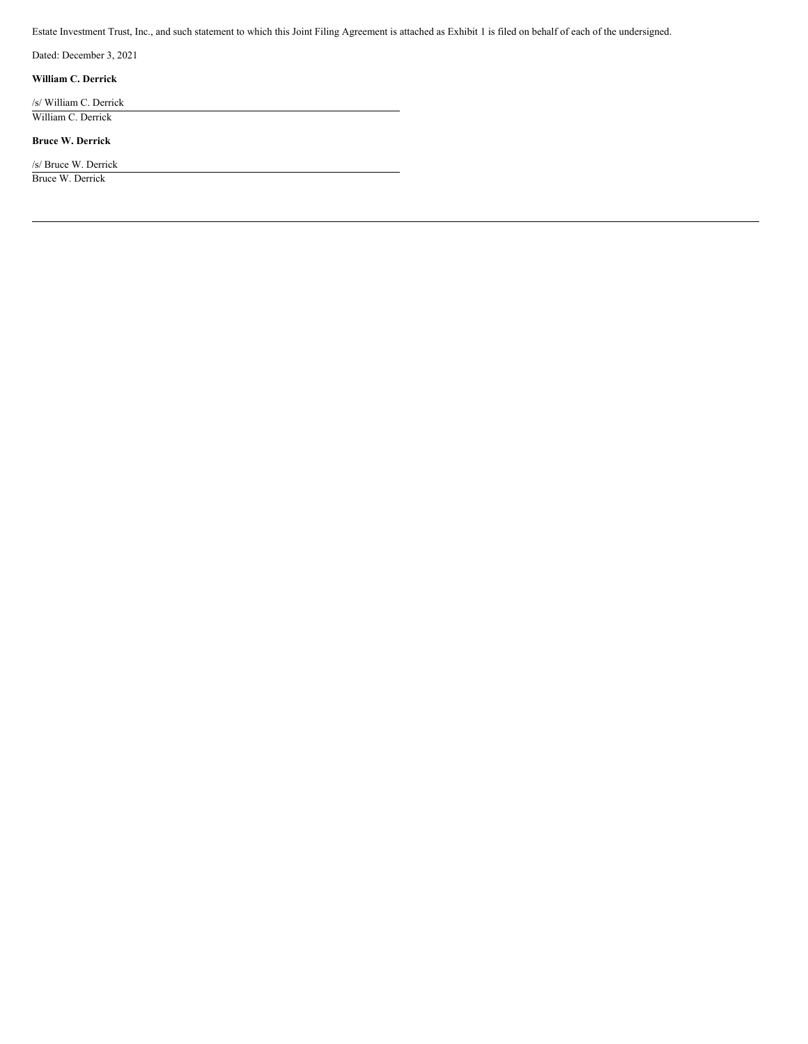Estate Investment Trust, Inc., and such statement to which this Joint Filing Agreement is attached as Exhibit 1 is filed on behalf of each of the undersigned.

Dated: December 3, 2021

**William C. Derrick**

/s/ William C. Derrick
William C. Derrick

**Bruce W. Derrick**

/s/ Bruce W. Derrick
Bruce W. Derrick